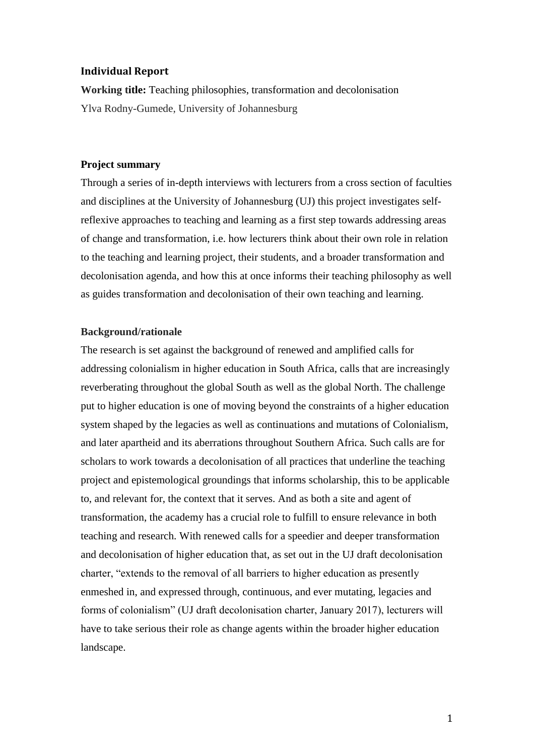## Individual Report

**Working title:** Teaching philosophies, transformation and decolonisation

Ylva Rodny-Gumede, University of Johannesburg

### Project summary

Through a series of in-depth interviews with lecturers from a cross section of faculties and disciplines at the University of Johannesburg (UJ) this project investigates self-reflexive approaches to teaching and learning as a first step towards addressing areas of change and transformation, i.e. how lecturers think about their own role in relation to the teaching and learning project, their students, and a broader transformation and decolonisation agenda, and how this at once informs their teaching philosophy as well as guides transformation and decolonisation of their own teaching and learning.

### Background/rationale

The research is set against the background of renewed and amplified calls for addressing colonialism in higher education in South Africa, calls that are increasingly reverberating throughout the global South as well as the global North. The challenge put to higher education is one of moving beyond the constraints of a higher education system shaped by the legacies as well as continuations and mutations of Colonialism, and later apartheid and its aberrations throughout Southern Africa. Such calls are for scholars to work towards a decolonisation of all practices that underline the teaching project and epistemological groundings that informs scholarship, this to be applicable to, and relevant for, the context that it serves. And as both a site and agent of transformation, the academy has a crucial role to fulfill to ensure relevance in both teaching and research. With renewed calls for a speedier and deeper transformation and decolonisation of higher education that, as set out in the UJ draft decolonisation charter, "extends to the removal of all barriers to higher education as presently enmeshed in, and expressed through, continuous, and ever mutating, legacies and forms of colonialism" (UJ draft decolonisation charter, January 2017), lecturers will have to take serious their role as change agents within the broader higher education landscape.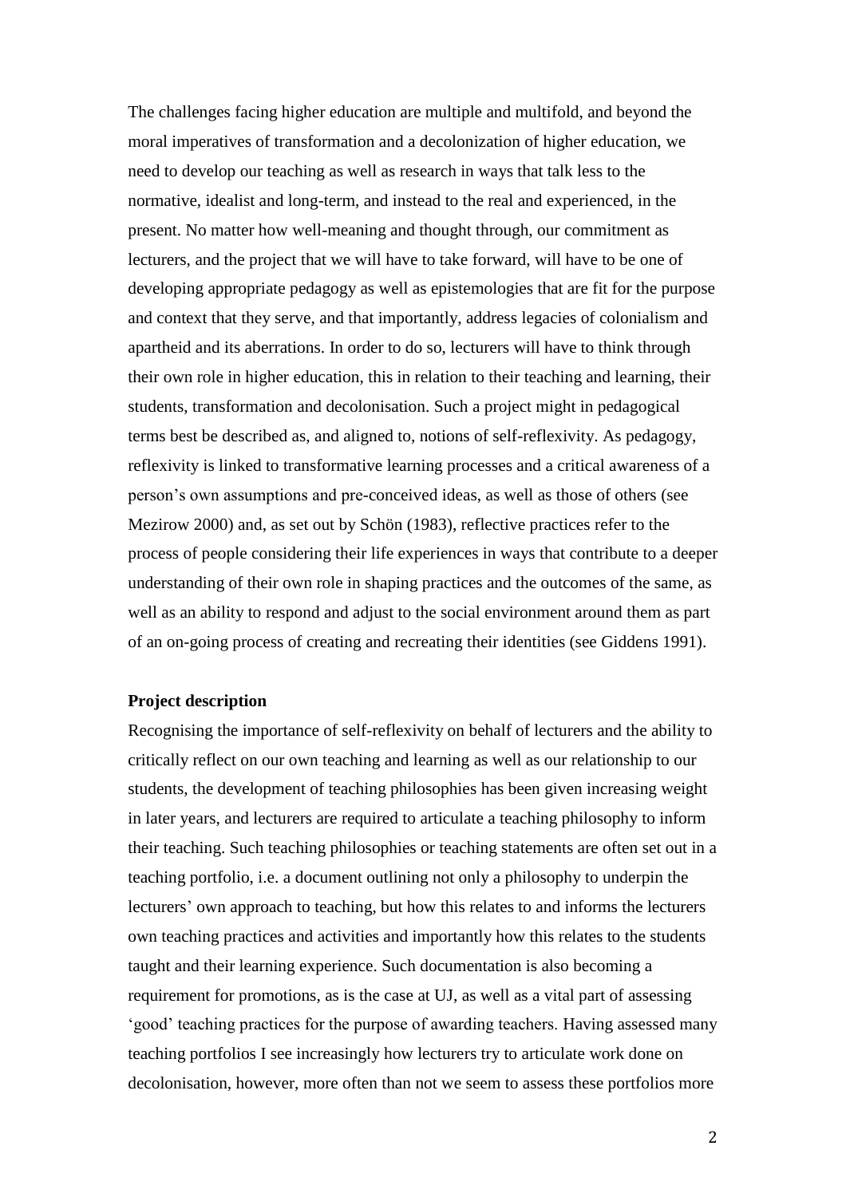The challenges facing higher education are multiple and multifold, and beyond the moral imperatives of transformation and a decolonization of higher education, we need to develop our teaching as well as research in ways that talk less to the normative, idealist and long-term, and instead to the real and experienced, in the present. No matter how well-meaning and thought through, our commitment as lecturers, and the project that we will have to take forward, will have to be one of developing appropriate pedagogy as well as epistemologies that are fit for the purpose and context that they serve, and that importantly, address legacies of colonialism and apartheid and its aberrations. In order to do so, lecturers will have to think through their own role in higher education, this in relation to their teaching and learning, their students, transformation and decolonisation. Such a project might in pedagogical terms best be described as, and aligned to, notions of self-reflexivity. As pedagogy, reflexivity is linked to transformative learning processes and a critical awareness of a person's own assumptions and pre-conceived ideas, as well as those of others (see Mezirow 2000) and, as set out by Schön (1983), reflective practices refer to the process of people considering their life experiences in ways that contribute to a deeper understanding of their own role in shaping practices and the outcomes of the same, as well as an ability to respond and adjust to the social environment around them as part of an on-going process of creating and recreating their identities (see Giddens 1991).

**Project description**

Recognising the importance of self-reflexivity on behalf of lecturers and the ability to critically reflect on our own teaching and learning as well as our relationship to our students, the development of teaching philosophies has been given increasing weight in later years, and lecturers are required to articulate a teaching philosophy to inform their teaching. Such teaching philosophies or teaching statements are often set out in a teaching portfolio, i.e. a document outlining not only a philosophy to underpin the lecturers' own approach to teaching, but how this relates to and informs the lecturers own teaching practices and activities and importantly how this relates to the students taught and their learning experience. Such documentation is also becoming a requirement for promotions, as is the case at UJ, as well as a vital part of assessing 'good' teaching practices for the purpose of awarding teachers. Having assessed many teaching portfolios I see increasingly how lecturers try to articulate work done on decolonisation, however, more often than not we seem to assess these portfolios more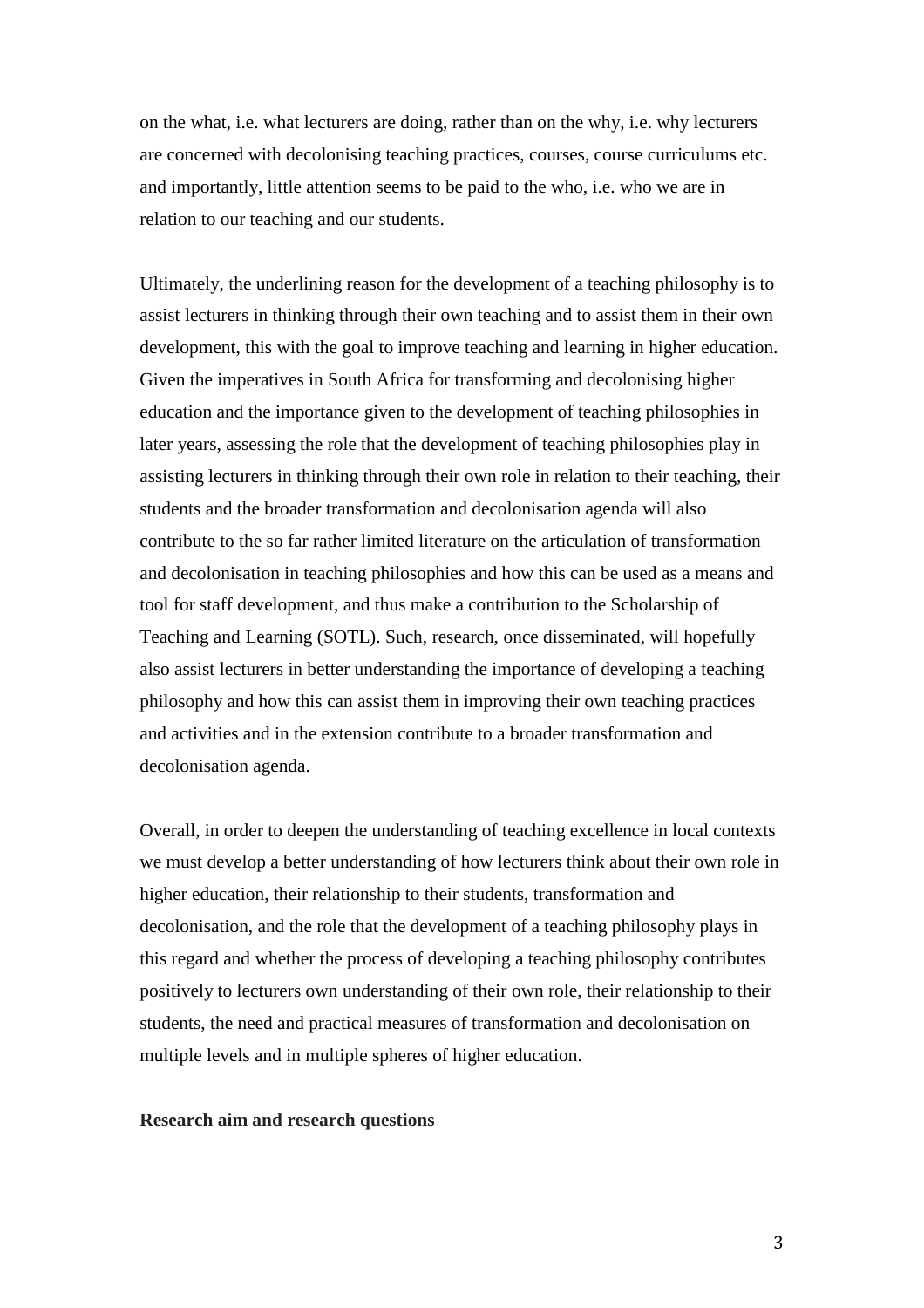on the what, i.e. what lecturers are doing, rather than on the why, i.e. why lecturers are concerned with decolonising teaching practices, courses, course curriculums etc. and importantly, little attention seems to be paid to the who, i.e. who we are in relation to our teaching and our students.

Ultimately, the underlining reason for the development of a teaching philosophy is to assist lecturers in thinking through their own teaching and to assist them in their own development, this with the goal to improve teaching and learning in higher education. Given the imperatives in South Africa for transforming and decolonising higher education and the importance given to the development of teaching philosophies in later years, assessing the role that the development of teaching philosophies play in assisting lecturers in thinking through their own role in relation to their teaching, their students and the broader transformation and decolonisation agenda will also contribute to the so far rather limited literature on the articulation of transformation and decolonisation in teaching philosophies and how this can be used as a means and tool for staff development, and thus make a contribution to the Scholarship of Teaching and Learning (SOTL). Such, research, once disseminated, will hopefully also assist lecturers in better understanding the importance of developing a teaching philosophy and how this can assist them in improving their own teaching practices and activities and in the extension contribute to a broader transformation and decolonisation agenda.

Overall, in order to deepen the understanding of teaching excellence in local contexts we must develop a better understanding of how lecturers think about their own role in higher education, their relationship to their students, transformation and decolonisation, and the role that the development of a teaching philosophy plays in this regard and whether the process of developing a teaching philosophy contributes positively to lecturers own understanding of their own role, their relationship to their students, the need and practical measures of transformation and decolonisation on multiple levels and in multiple spheres of higher education.

**Research aim and research questions**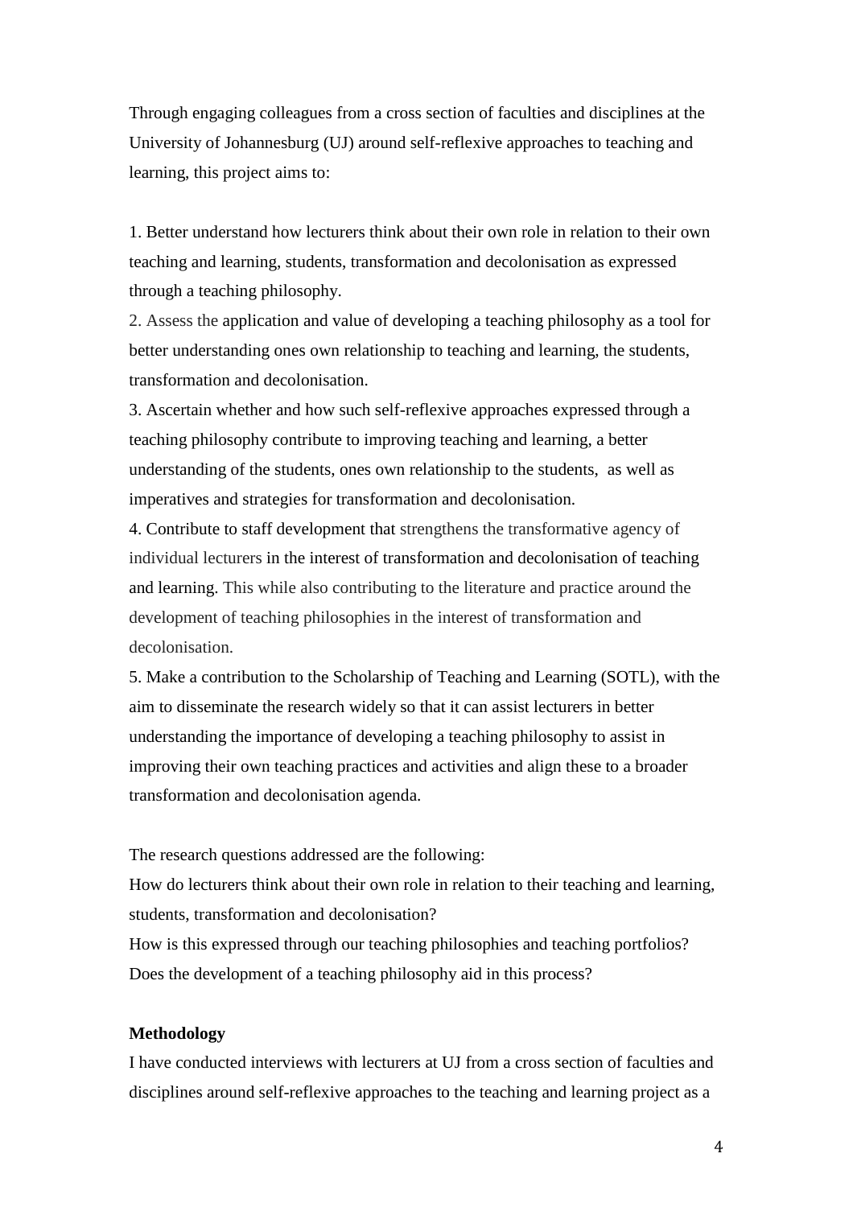Through engaging colleagues from a cross section of faculties and disciplines at the University of Johannesburg (UJ) around self-reflexive approaches to teaching and learning, this project aims to:

1. Better understand how lecturers think about their own role in relation to their own teaching and learning, students, transformation and decolonisation as expressed through a teaching philosophy.
2. Assess the application and value of developing a teaching philosophy as a tool for better understanding ones own relationship to teaching and learning, the students, transformation and decolonisation.
3. Ascertain whether and how such self-reflexive approaches expressed through a teaching philosophy contribute to improving teaching and learning, a better understanding of the students, ones own relationship to the students, as well as imperatives and strategies for transformation and decolonisation.
4. Contribute to staff development that strengthens the transformative agency of individual lecturers in the interest of transformation and decolonisation of teaching and learning. This while also contributing to the literature and practice around the development of teaching philosophies in the interest of transformation and decolonisation.
5. Make a contribution to the Scholarship of Teaching and Learning (SOTL), with the aim to disseminate the research widely so that it can assist lecturers in better understanding the importance of developing a teaching philosophy to assist in improving their own teaching practices and activities and align these to a broader transformation and decolonisation agenda.

The research questions addressed are the following:
How do lecturers think about their own role in relation to their teaching and learning, students, transformation and decolonisation?
How is this expressed through our teaching philosophies and teaching portfolios?
Does the development of a teaching philosophy aid in this process?

**Methodology**

I have conducted interviews with lecturers at UJ from a cross section of faculties and disciplines around self-reflexive approaches to the teaching and learning project as a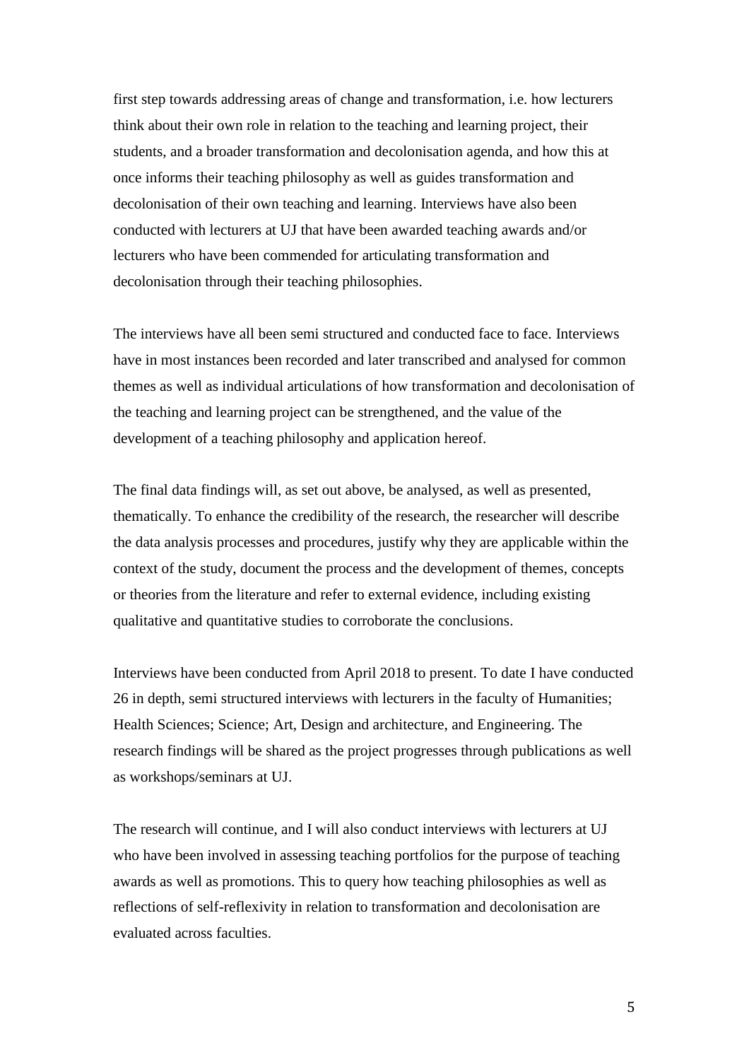first step towards addressing areas of change and transformation, i.e. how lecturers think about their own role in relation to the teaching and learning project, their students, and a broader transformation and decolonisation agenda, and how this at once informs their teaching philosophy as well as guides transformation and decolonisation of their own teaching and learning. Interviews have also been conducted with lecturers at UJ that have been awarded teaching awards and/or lecturers who have been commended for articulating transformation and decolonisation through their teaching philosophies.

The interviews have all been semi structured and conducted face to face. Interviews have in most instances been recorded and later transcribed and analysed for common themes as well as individual articulations of how transformation and decolonisation of the teaching and learning project can be strengthened, and the value of the development of a teaching philosophy and application hereof.

The final data findings will, as set out above, be analysed, as well as presented, thematically. To enhance the credibility of the research, the researcher will describe the data analysis processes and procedures, justify why they are applicable within the context of the study, document the process and the development of themes, concepts or theories from the literature and refer to external evidence, including existing qualitative and quantitative studies to corroborate the conclusions.

Interviews have been conducted from April 2018 to present. To date I have conducted 26 in depth, semi structured interviews with lecturers in the faculty of Humanities; Health Sciences; Science; Art, Design and architecture, and Engineering. The research findings will be shared as the project progresses through publications as well as workshops/seminars at UJ.

The research will continue, and I will also conduct interviews with lecturers at UJ who have been involved in assessing teaching portfolios for the purpose of teaching awards as well as promotions. This to query how teaching philosophies as well as reflections of self-reflexivity in relation to transformation and decolonisation are evaluated across faculties.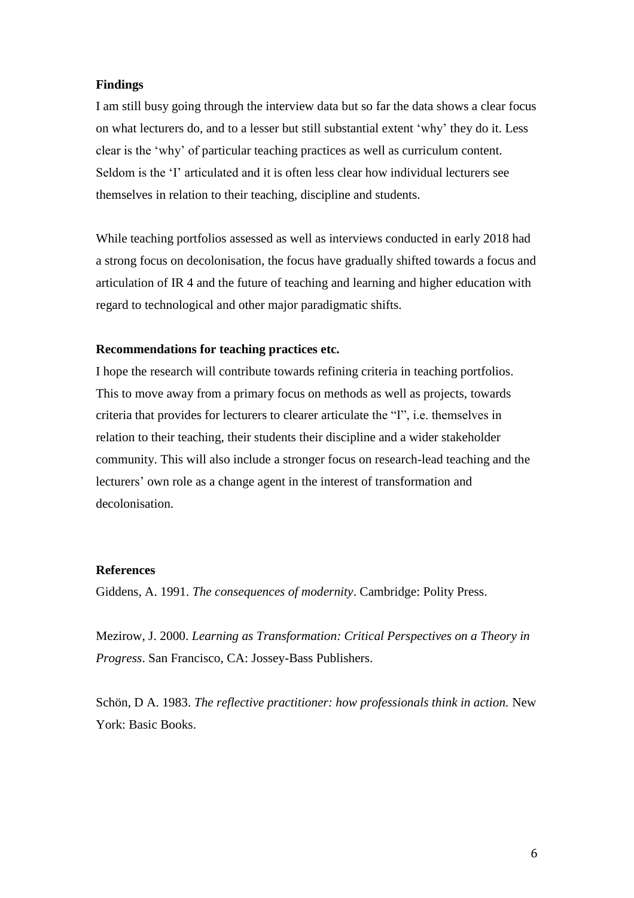**Findings**

I am still busy going through the interview data but so far the data shows a clear focus on what lecturers do, and to a lesser but still substantial extent 'why' they do it. Less clear is the 'why' of particular teaching practices as well as curriculum content. Seldom is the 'I' articulated and it is often less clear how individual lecturers see themselves in relation to their teaching, discipline and students.

While teaching portfolios assessed as well as interviews conducted in early 2018 had a strong focus on decolonisation, the focus have gradually shifted towards a focus and articulation of IR 4 and the future of teaching and learning and higher education with regard to technological and other major paradigmatic shifts.

**Recommendations for teaching practices etc.**

I hope the research will contribute towards refining criteria in teaching portfolios. This to move away from a primary focus on methods as well as projects, towards criteria that provides for lecturers to clearer articulate the "I", i.e. themselves in relation to their teaching, their students their discipline and a wider stakeholder community. This will also include a stronger focus on research-lead teaching and the lecturers' own role as a change agent in the interest of transformation and decolonisation.

**References**

Giddens, A. 1991. *The consequences of modernity*. Cambridge: Polity Press.

Mezirow, J. 2000. *Learning as Transformation: Critical Perspectives on a Theory in Progress*. San Francisco, CA: Jossey-Bass Publishers.

Schön, D A. 1983. *The reflective practitioner: how professionals think in action.* New York: Basic Books.